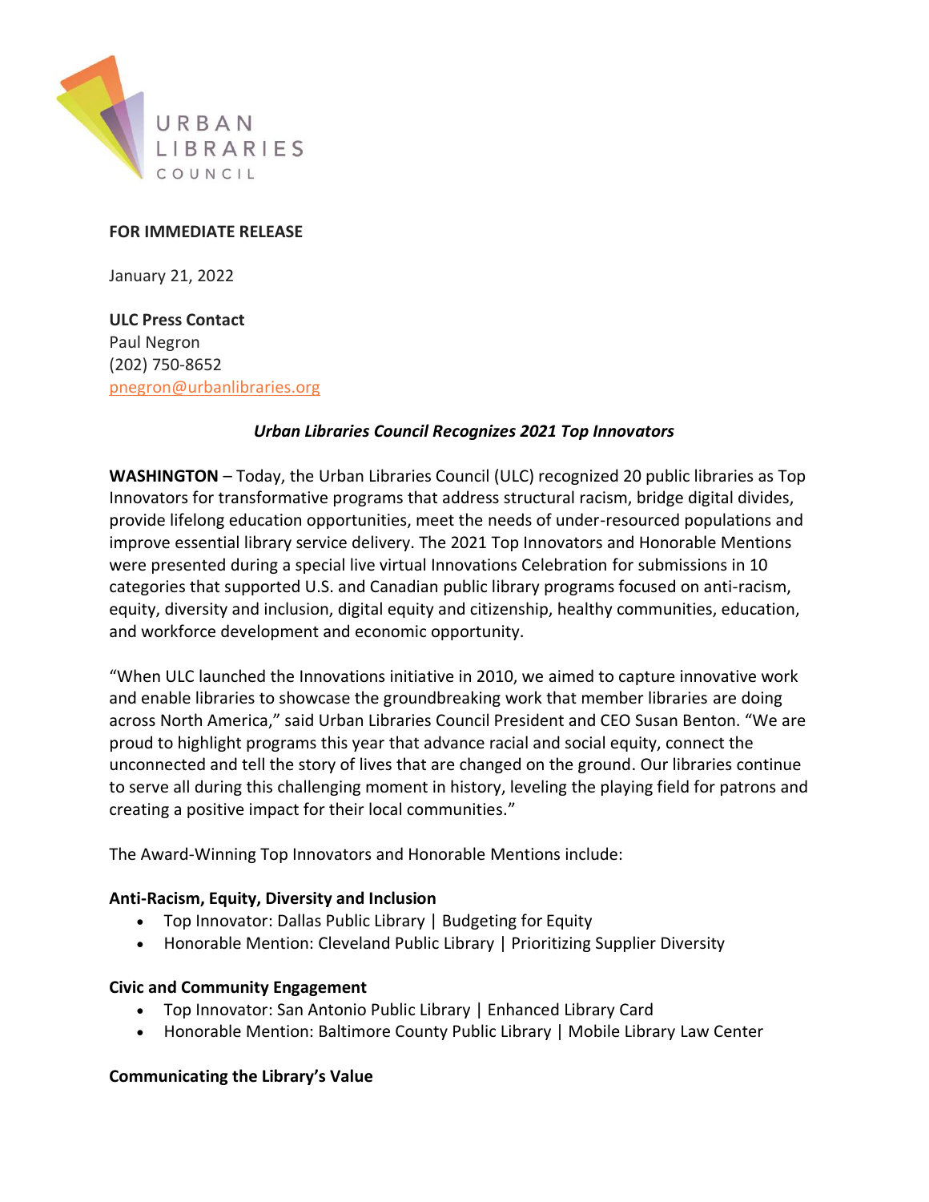URBAN LIBRARIES COUNCIL

**FOR IMMEDIATE RELEASE**

January 21, 2022

**ULC Press Contact**
Paul Negron
(202) 750-8652
pnegron@urbanlibraries.org

***Urban Libraries Council Recognizes 2021 Top Innovators***

**WASHINGTON** – Today, the Urban Libraries Council (ULC) recognized 20 public libraries as Top Innovators for transformative programs that address structural racism, bridge digital divides, provide lifelong education opportunities, meet the needs of under-resourced populations and improve essential library service delivery. The 2021 Top Innovators and Honorable Mentions were presented during a special live virtual Innovations Celebration for submissions in 10 categories that supported U.S. and Canadian public library programs focused on anti-racism, equity, diversity and inclusion, digital equity and citizenship, healthy communities, education, and workforce development and economic opportunity.

"When ULC launched the Innovations initiative in 2010, we aimed to capture innovative work and enable libraries to showcase the groundbreaking work that member libraries are doing across North America," said Urban Libraries Council President and CEO Susan Benton. "We are proud to highlight programs this year that advance racial and social equity, connect the unconnected and tell the story of lives that are changed on the ground. Our libraries continue to serve all during this challenging moment in history, leveling the playing field for patrons and creating a positive impact for their local communities."

The Award-Winning Top Innovators and Honorable Mentions include:

**Anti-Racism, Equity, Diversity and Inclusion**

- Top Innovator: Dallas Public Library | Budgeting for Equity
- Honorable Mention: Cleveland Public Library | Prioritizing Supplier Diversity

**Civic and Community Engagement**

- Top Innovator: San Antonio Public Library | Enhanced Library Card
- Honorable Mention: Baltimore County Public Library | Mobile Library Law Center

**Communicating the Library's Value**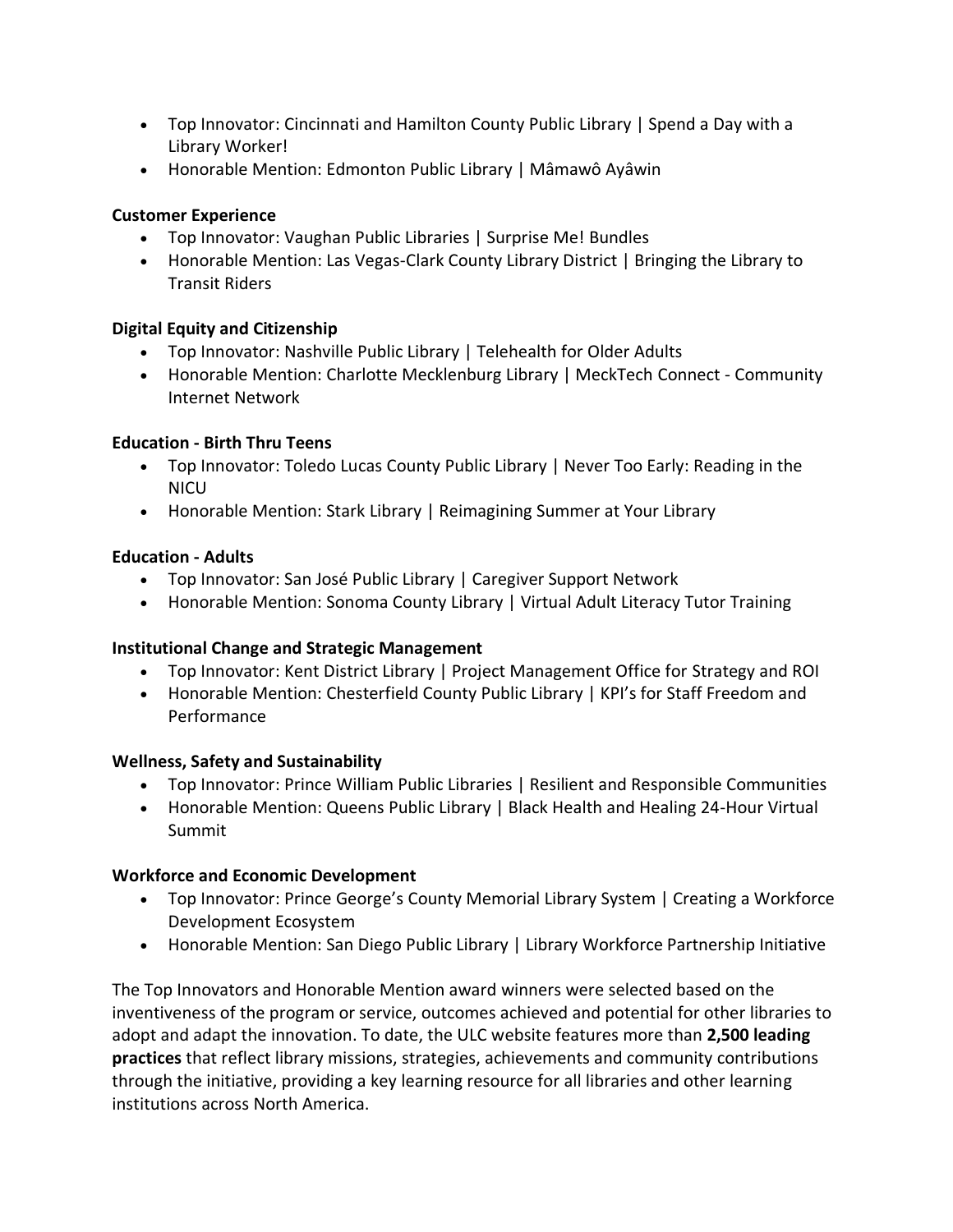- Top Innovator: Cincinnati and Hamilton County Public Library | Spend a Day with a Library Worker!
- Honorable Mention: Edmonton Public Library | Mâmawô Ayâwin

**Customer Experience**

- Top Innovator: Vaughan Public Libraries | Surprise Me! Bundles
- Honorable Mention: Las Vegas-Clark County Library District | Bringing the Library to Transit Riders

**Digital Equity and Citizenship**

- Top Innovator: Nashville Public Library | Telehealth for Older Adults
- Honorable Mention: Charlotte Mecklenburg Library | MeckTech Connect - Community Internet Network

**Education - Birth Thru Teens**

- Top Innovator: Toledo Lucas County Public Library | Never Too Early: Reading in the NICU
- Honorable Mention: Stark Library | Reimagining Summer at Your Library

**Education - Adults**

- Top Innovator: San José Public Library | Caregiver Support Network
- Honorable Mention: Sonoma County Library | Virtual Adult Literacy Tutor Training

**Institutional Change and Strategic Management**

- Top Innovator: Kent District Library | Project Management Office for Strategy and ROI
- Honorable Mention: Chesterfield County Public Library | KPI's for Staff Freedom and Performance

**Wellness, Safety and Sustainability**

- Top Innovator: Prince William Public Libraries | Resilient and Responsible Communities
- Honorable Mention: Queens Public Library | Black Health and Healing 24-Hour Virtual Summit

**Workforce and Economic Development**

- Top Innovator: Prince George's County Memorial Library System | Creating a Workforce Development Ecosystem
- Honorable Mention: San Diego Public Library | Library Workforce Partnership Initiative

The Top Innovators and Honorable Mention award winners were selected based on the inventiveness of the program or service, outcomes achieved and potential for other libraries to adopt and adapt the innovation. To date, the ULC website features more than **2,500 leading practices** that reflect library missions, strategies, achievements and community contributions through the initiative, providing a key learning resource for all libraries and other learning institutions across North America.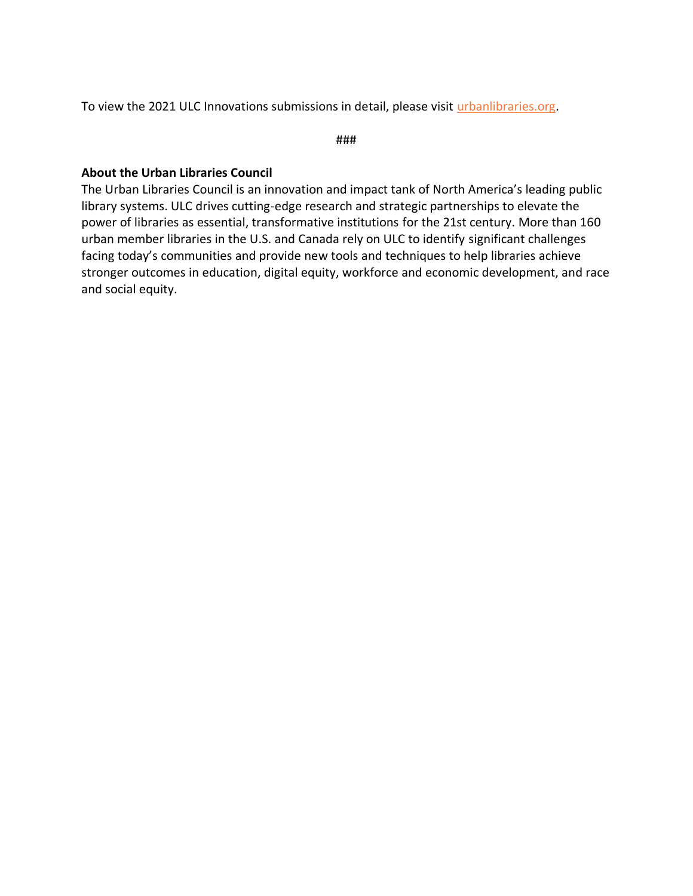To view the 2021 ULC Innovations submissions in detail, please visit [urbanlibraries.org](urbanlibraries.org).

###

**About the Urban Libraries Council**

The Urban Libraries Council is an innovation and impact tank of North America's leading public library systems. ULC drives cutting-edge research and strategic partnerships to elevate the power of libraries as essential, transformative institutions for the 21st century. More than 160 urban member libraries in the U.S. and Canada rely on ULC to identify significant challenges facing today's communities and provide new tools and techniques to help libraries achieve stronger outcomes in education, digital equity, workforce and economic development, and race and social equity.